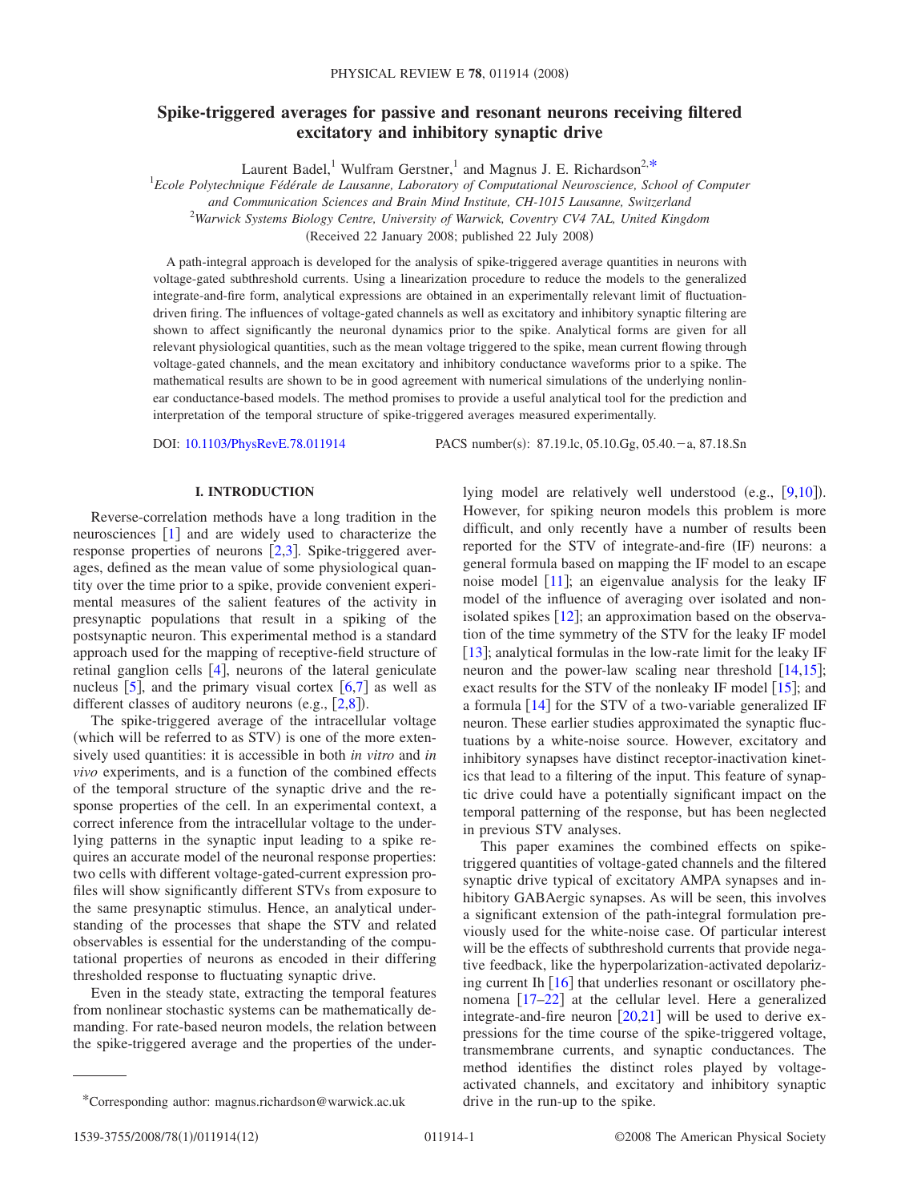# Spike-triggered averages for passive and resonant neurons receiving filtered excitatory and inhibitory synaptic drive

Laurent Badel,[1] Wulfram Gerstner,[1] and Magnus J. E. Richardson[2,*]

[1]*Ecole Polytechnique Fédérale de Lausanne, Laboratory of Computational Neuroscience, School of Computer and Communication Sciences and Brain Mind Institute, CH-1015 Lausanne, Switzerland*

[2]*Warwick Systems Biology Centre, University of Warwick, Coventry CV4 7AL, United Kingdom*

(Received 22 January 2008; published 22 July 2008)

A path-integral approach is developed for the analysis of spike-triggered average quantities in neurons with voltage-gated subthreshold currents. Using a linearization procedure to reduce the models to the generalized integrate-and-fire form, analytical expressions are obtained in an experimentally relevant limit of fluctuation-driven firing. The influences of voltage-gated channels as well as excitatory and inhibitory synaptic filtering are shown to affect significantly the neuronal dynamics prior to the spike. Analytical forms are given for all relevant physiological quantities, such as the mean voltage triggered to the spike, mean current flowing through voltage-gated channels, and the mean excitatory and inhibitory conductance waveforms prior to a spike. The mathematical results are shown to be in good agreement with numerical simulations of the underlying nonlinear conductance-based models. The method promises to provide a useful analytical tool for the prediction and interpretation of the temporal structure of spike-triggered averages measured experimentally.

DOI: 10.1103/PhysRevE.78.011914 PACS number(s): 87.19.lc, 05.10.Gg, 05.40.−a, 87.18.Sn

## I. INTRODUCTION

Reverse-correlation methods have a long tradition in the neurosciences [1] and are widely used to characterize the response properties of neurons [2,3]. Spike-triggered averages, defined as the mean value of some physiological quantity over the time prior to a spike, provide convenient experimental measures of the salient features of the activity in presynaptic populations that result in a spiking of the postsynaptic neuron. This experimental method is a standard approach used for the mapping of receptive-field structure of retinal ganglion cells [4], neurons of the lateral geniculate nucleus [5], and the primary visual cortex [6,7] as well as different classes of auditory neurons (e.g., [2,8]).

The spike-triggered average of the intracellular voltage (which will be referred to as STV) is one of the more extensively used quantities: it is accessible in both *in vitro* and *in vivo* experiments, and is a function of the combined effects of the temporal structure of the synaptic drive and the response properties of the cell. In an experimental context, a correct inference from the intracellular voltage to the underlying patterns in the synaptic input leading to a spike requires an accurate model of the neuronal response properties: two cells with different voltage-gated-current expression profiles will show significantly different STVs from exposure to the same presynaptic stimulus. Hence, an analytical understanding of the processes that shape the STV and related observables is essential for the understanding of the computational properties of neurons as encoded in their differing thresholded response to fluctuating synaptic drive.

Even in the steady state, extracting the temporal features from nonlinear stochastic systems can be mathematically demanding. For rate-based neuron models, the relation between the spike-triggered average and the properties of the underlying model are relatively well understood (e.g., [9,10]). However, for spiking neuron models this problem is more difficult, and only recently have a number of results been reported for the STV of integrate-and-fire (IF) neurons: a general formula based on mapping the IF model to an escape noise model [11]; an eigenvalue analysis for the leaky IF model of the influence of averaging over isolated and nonisolated spikes [12]; an approximation based on the observation of the time symmetry of the STV for the leaky IF model [13]; analytical formulas in the low-rate limit for the leaky IF neuron and the power-law scaling near threshold [14,15]; exact results for the STV of the nonleaky IF model [15]; and a formula [14] for the STV of a two-variable generalized IF neuron. These earlier studies approximated the synaptic fluctuations by a white-noise source. However, excitatory and inhibitory synapses have distinct receptor-inactivation kinetics that lead to a filtering of the input. This feature of synaptic drive could have a potentially significant impact on the temporal patterning of the response, but has been neglected in previous STV analyses.

This paper examines the combined effects on spike-triggered quantities of voltage-gated channels and the filtered synaptic drive typical of excitatory AMPA synapses and inhibitory GABAergic synapses. As will be seen, this involves a significant extension of the path-integral formulation previously used for the white-noise case. Of particular interest will be the effects of subthreshold currents that provide negative feedback, like the hyperpolarization-activated depolarizing current Ih [16] that underlies resonant or oscillatory phenomena [17–22] at the cellular level. Here a generalized integrate-and-fire neuron [20,21] will be used to derive expressions for the time course of the spike-triggered voltage, transmembrane currents, and synaptic conductances. The method identifies the distinct roles played by voltage-activated channels, and excitatory and inhibitory synaptic drive in the run-up to the spike.

*Corresponding author: magnus.richardson@warwick.ac.uk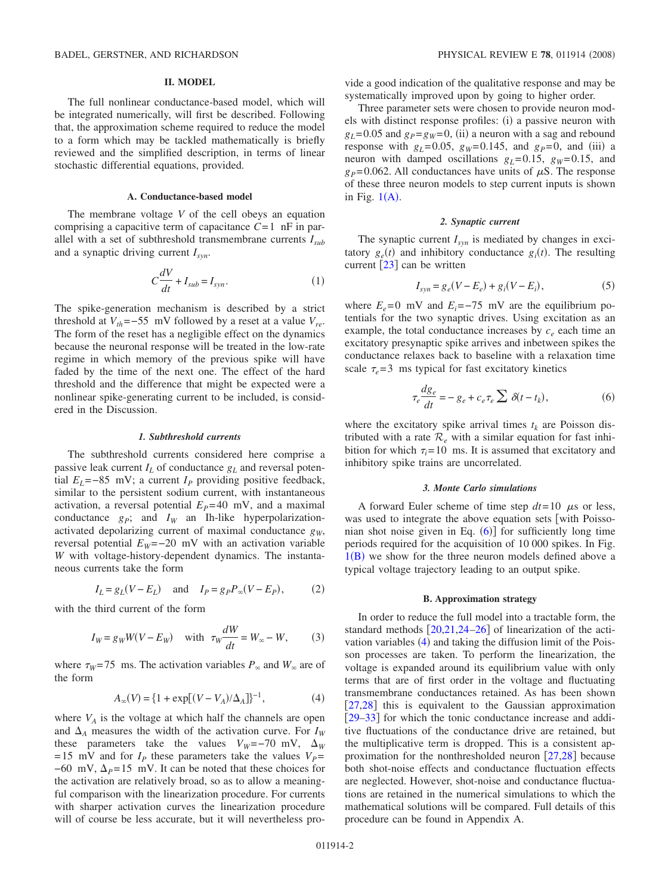## II. MODEL

The full nonlinear conductance-based model, which will be integrated numerically, will first be described. Following that, the approximation scheme required to reduce the model to a form which may be tackled mathematically is briefly reviewed and the simplified description, in terms of linear stochastic differential equations, provided.

### A. Conductance-based model

The membrane voltage $V$ of the cell obeys an equation comprising a capacitive term of capacitance $C=1$ nF in parallel with a set of subthreshold transmembrane currents $I_{sub}$ and a synaptic driving current $I_{syn}$.

$$C\frac{dV}{dt} + I_{sub} = I_{syn}. \tag{1}$$

The spike-generation mechanism is described by a strict threshold at $V_{th}=-55$ mV followed by a reset at a value $V_{re}$. The form of the reset has a negligible effect on the dynamics because the neuronal response will be treated in the low-rate regime in which memory of the previous spike will have faded by the time of the next one. The effect of the hard threshold and the difference that might be expected were a nonlinear spike-generating current to be included, is considered in the Discussion.

#### 1. Subthreshold currents

The subthreshold currents considered here comprise a passive leak current $I_L$ of conductance $g_L$ and reversal potential $E_L=-85$ mV; a current $I_P$ providing positive feedback, similar to the persistent sodium current, with instantaneous activation, a reversal potential $E_P=40$ mV, and a maximal conductance $g_P$; and $I_W$ an Ih-like hyperpolarization-activated depolarizing current of maximal conductance $g_W$, reversal potential $E_W=-20$ mV with an activation variable $W$ with voltage-history-dependent dynamics. The instantaneous currents take the form

$$I_L = g_L(V-E_L) \quad \text{and} \quad I_P = g_P P_\infty (V-E_P), \tag{2}$$

with the third current of the form

$$I_W = g_W W(V-E_W) \quad \text{with} \quad \tau_W\frac{dW}{dt} = W_\infty - W, \tag{3}$$

where $\tau_W=75$ ms. The activation variables $P_\infty$ and $W_\infty$ are of the form

$$A_\infty(V) = \{1+\exp[(V-V_A)/\Delta_A]\}^{-1}, \tag{4}$$

where $V_A$ is the voltage at which half the channels are open and $\Delta_A$ measures the width of the activation curve. For $I_W$ these parameters take the values $V_W=-70$ mV, $\Delta_W=15$ mV and for $I_P$ these parameters take the values $V_P=-60$ mV, $\Delta_P=15$ mV. It can be noted that these choices for the activation are relatively broad, so as to allow a meaningful comparison with the linearization procedure. For currents with sharper activation curves the linearization procedure will of course be less accurate, but it will nevertheless provide a good indication of the qualitative response and may be systematically improved upon by going to higher order.

Three parameter sets were chosen to provide neuron models with distinct response profiles: (i) a passive neuron with $g_L=0.05$ and $g_P=g_W=0$, (ii) a neuron with a sag and rebound response with $g_L=0.05$, $g_W=0.145$, and $g_P=0$, and (iii) a neuron with damped oscillations $g_L=0.15$, $g_W=0.15$, and $g_P=0.062$. All conductances have units of $\mu$S. The response of these three neuron models to step current inputs is shown in Fig. 1(A).

#### 2. Synaptic current

The synaptic current $I_{syn}$ is mediated by changes in excitatory $g_e(t)$ and inhibitory conductance $g_i(t)$. The resulting current [23] can be written

$$I_{syn} = g_e(V-E_e) + g_i(V-E_i), \tag{5}$$

where $E_e=0$ mV and $E_i=-75$ mV are the equilibrium potentials for the two synaptic drives. Using excitation as an example, the total conductance increases by $c_e$ each time an excitatory presynaptic spike arrives and inbetween spikes the conductance relaxes back to baseline with a relaxation time scale $\tau_e=3$ ms typical for fast excitatory kinetics

$$\tau_e\frac{dg_e}{dt} = -g_e + c_e\tau_e\sum \delta(t-t_k), \tag{6}$$

where the excitatory spike arrival times $t_k$ are Poisson distributed with a rate $\mathcal{R}_e$ with a similar equation for fast inhibition for which $\tau_i=10$ ms. It is assumed that excitatory and inhibitory spike trains are uncorrelated.

#### 3. Monte Carlo simulations

A forward Euler scheme of time step $dt=10$ $\mu$s or less, was used to integrate the above equation sets [with Poissonian shot noise given in Eq. (6)] for sufficiently long time periods required for the acquisition of 10 000 spikes. In Fig. 1(B) we show for the three neuron models defined above a typical voltage trajectory leading to an output spike.

### B. Approximation strategy

In order to reduce the full model into a tractable form, the standard methods [20,21,24–26] of linearization of the activation variables (4) and taking the diffusion limit of the Poisson processes are taken. To perform the linearization, the voltage is expanded around its equilibrium value with only terms that are of first order in the voltage and fluctuating transmembrane conductances retained. As has been shown [27,28] this is equivalent to the Gaussian approximation [29–33] for which the tonic conductance increase and additive fluctuations of the conductance drive are retained, but the multiplicative term is dropped. This is a consistent approximation for the nonthresholded neuron [27,28] because both shot-noise effects and conductance fluctuation effects are neglected. However, shot-noise and conductance fluctuations are retained in the numerical simulations to which the mathematical solutions will be compared. Full details of this procedure can be found in Appendix A.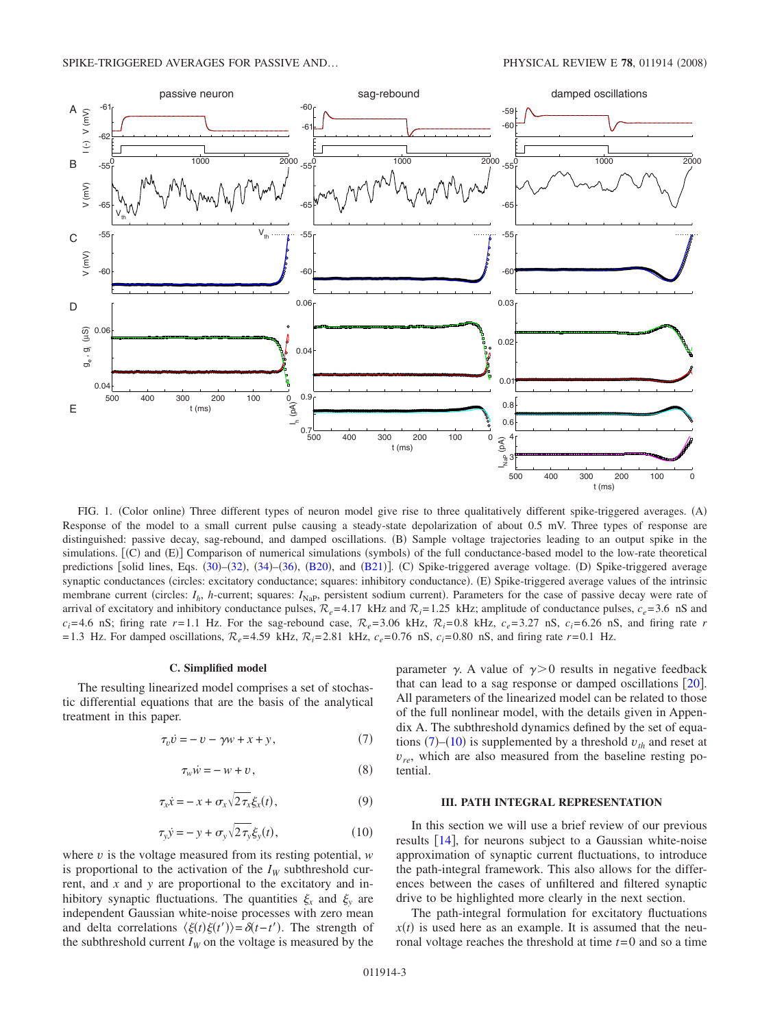FIG. 1. (Color online) Three different types of neuron model give rise to three qualitatively different spike-triggered averages. (A) Response of the model to a small current pulse causing a steady-state depolarization of about 0.5 mV. Three types of response are distinguished: passive decay, sag-rebound, and damped oscillations. (B) Sample voltage trajectories leading to an output spike in the simulations. [(C) and (E)] Comparison of numerical simulations (symbols) of the full conductance-based model to the low-rate theoretical predictions [solid lines, Eqs. (30)–(32), (34)–(36), (B20), and (B21)]. (C) Spike-triggered average voltage. (D) Spike-triggered average synaptic conductances (circles: excitatory conductance; squares: inhibitory conductance). (E) Spike-triggered average values of the intrinsic membrane current (circles: $I_h$, $h$-current; squares: $I_{\mathrm{NaP}}$, persistent sodium current). Parameters for the case of passive decay were rate of arrival of excitatory and inhibitory conductance pulses, $\mathcal{R}_e=4.17$ kHz and $\mathcal{R}_i=1.25$ kHz; amplitude of conductance pulses, $c_e=3.6$ nS and $c_i=4.6$ nS; firing rate $r=1.1$ Hz. For the sag-rebound case, $\mathcal{R}_e=3.06$ kHz, $\mathcal{R}_i=0.8$ kHz, $c_e=3.27$ nS, $c_i=6.26$ nS, and firing rate $r=1.3$ Hz. For damped oscillations, $\mathcal{R}_e=4.59$ kHz, $\mathcal{R}_i=2.81$ kHz, $c_e=0.76$ nS, $c_i=0.80$ nS, and firing rate $r=0.1$ Hz.

### C. Simplified model

The resulting linearized model comprises a set of stochastic differential equations that are the basis of the analytical treatment in this paper.

$$\tau_v \dot{v} = -v - \gamma w + x + y, \tag{7}$$

$$\tau_w \dot{w} = -w + v, \tag{8}$$

$$\tau_x \dot{x} = -x + \sigma_x \sqrt{2\tau_x}\,\xi_x(t), \tag{9}$$

$$\tau_y \dot{y} = -y + \sigma_y \sqrt{2\tau_y}\,\xi_y(t), \tag{10}$$

where $v$ is the voltage measured from its resting potential, $w$ is proportional to the activation of the $I_W$ subthreshold current, and $x$ and $y$ are proportional to the excitatory and inhibitory synaptic fluctuations. The quantities $\xi_x$ and $\xi_y$ are independent Gaussian white-noise processes with zero mean and delta correlations $\langle \xi(t)\xi(t')\rangle = \delta(t-t')$. The strength of the subthreshold current $I_W$ on the voltage is measured by the parameter $\gamma$. A value of $\gamma>0$ results in negative feedback that can lead to a sag response or damped oscillations [20]. All parameters of the linearized model can be related to those of the full nonlinear model, with the details given in Appendix A. The subthreshold dynamics defined by the set of equations (7)–(10) is supplemented by a threshold $v_{th}$ and reset at $v_{re}$, which are also measured from the baseline resting potential.

## III. PATH INTEGRAL REPRESENTATION

In this section we will use a brief review of our previous results [14], for neurons subject to a Gaussian white-noise approximation of synaptic current fluctuations, to introduce the path-integral framework. This also allows for the differences between the cases of unfiltered and filtered synaptic drive to be highlighted more clearly in the next section.

The path-integral formulation for excitatory fluctuations $x(t)$ is used here as an example. It is assumed that the neuronal voltage reaches the threshold at time $t=0$ and so a time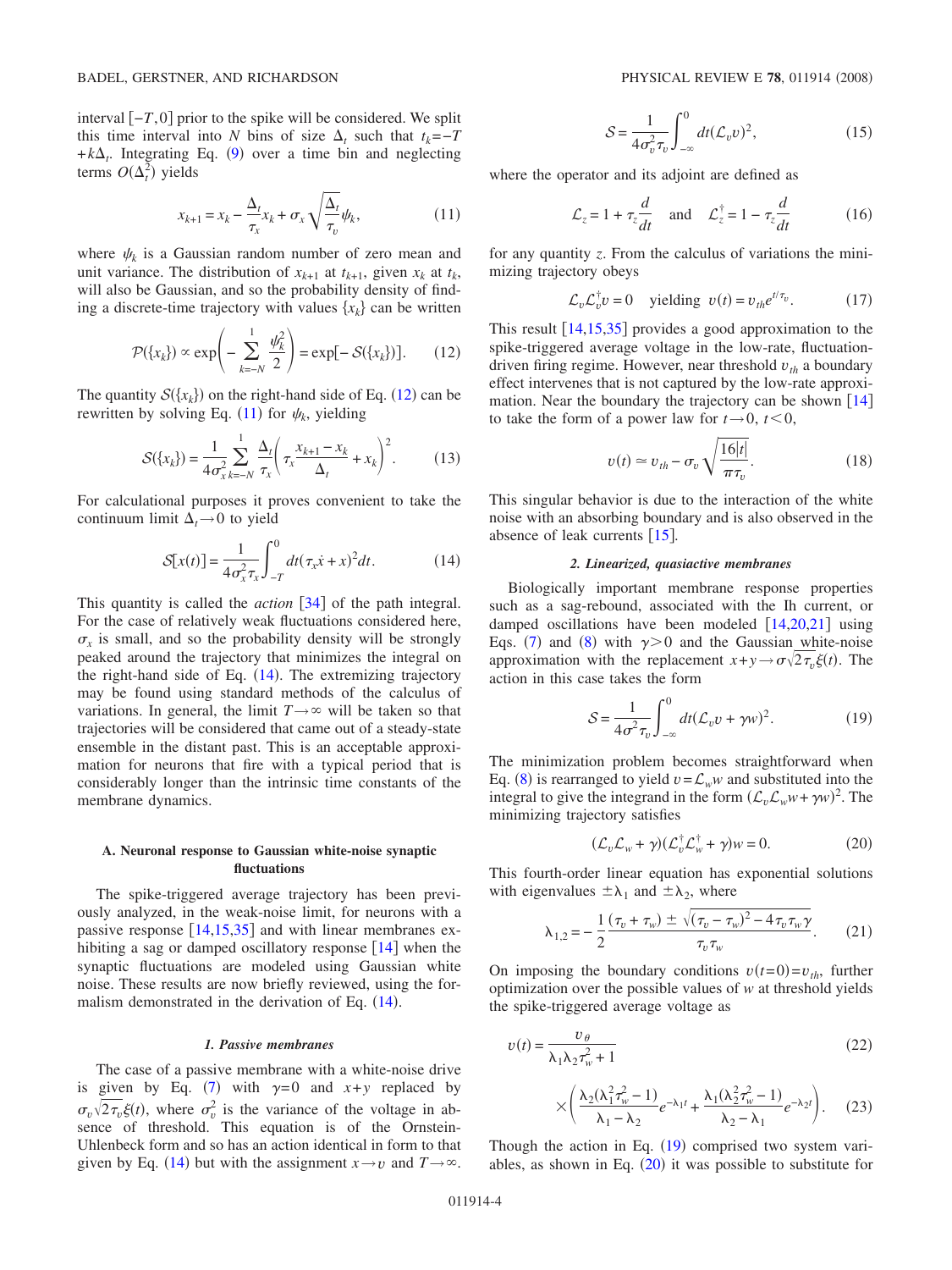interval $[-T, 0]$ prior to the spike will be considered. We split this time interval into $N$ bins of size $\Delta_t$ such that $t_k = -T + k\Delta_t$. Integrating Eq. (9) over a time bin and neglecting terms $O(\Delta_t^2)$ yields

$$x_{k+1} = x_k - \frac{\Delta_t}{\tau_x} x_k + \sigma_x \sqrt{\frac{\Delta_t}{\tau_v}} \psi_k, \tag{11}$$

where $\psi_k$ is a Gaussian random number of zero mean and unit variance. The distribution of $x_{k+1}$ at $t_{k+1}$, given $x_k$ at $t_k$, will also be Gaussian, and so the probability density of finding a discrete-time trajectory with values $\{x_k\}$ can be written

$$\mathcal{P}(\{x_k\}) \propto \exp\left(-\sum_{k=-N}^{1} \frac{\psi_k^2}{2}\right) = \exp[-\mathcal{S}(\{x_k\})]. \tag{12}$$

The quantity $\mathcal{S}(\{x_k\})$ on the right-hand side of Eq. (12) can be rewritten by solving Eq. (11) for $\psi_k$, yielding

$$\mathcal{S}(\{x_k\}) = \frac{1}{4\sigma_x^2} \sum_{k=-N}^{1} \frac{\Delta_t}{\tau_x} \left(\tau_x \frac{x_{k+1} - x_k}{\Delta_t} + x_k\right)^2. \tag{13}$$

For calculational purposes it proves convenient to take the continuum limit $\Delta_t \to 0$ to yield

$$\mathcal{S}[x(t)] = \frac{1}{4\sigma_x^2 \tau_x} \int_{-T}^{0} dt (\tau_x \dot{x} + x)^2 dt. \tag{14}$$

This quantity is called the *action* [34] of the path integral. For the case of relatively weak fluctuations considered here, $\sigma_x$ is small, and so the probability density will be strongly peaked around the trajectory that minimizes the integral on the right-hand side of Eq. (14). The extremizing trajectory may be found using standard methods of the calculus of variations. In general, the limit $T \to \infty$ will be taken so that trajectories will be considered that came out of a steady-state ensemble in the distant past. This is an acceptable approximation for neurons that fire with a typical period that is considerably longer than the intrinsic time constants of the membrane dynamics.

### A. Neuronal response to Gaussian white-noise synaptic fluctuations

The spike-triggered average trajectory has been previously analyzed, in the weak-noise limit, for neurons with a passive response [14,15,35] and with linear membranes exhibiting a sag or damped oscillatory response [14] when the synaptic fluctuations are modeled using Gaussian white noise. These results are now briefly reviewed, using the formalism demonstrated in the derivation of Eq. (14).

#### *1. Passive membranes*

The case of a passive membrane with a white-noise drive is given by Eq. (7) with $\gamma = 0$ and $x + y$ replaced by $\sigma_v \sqrt{2\tau_v} \xi(t)$, where $\sigma_v^2$ is the variance of the voltage in absence of threshold. This equation is of the Ornstein-Uhlenbeck form and so has an action identical in form to that given by Eq. (14) but with the assignment $x \to v$ and $T \to \infty$.

$$\mathcal{S} = \frac{1}{4\sigma_v^2 \tau_v} \int_{-\infty}^{0} dt (\mathcal{L}_v v)^2, \tag{15}$$

where the operator and its adjoint are defined as

$$\mathcal{L}_z = 1 + \tau_z \frac{d}{dt} \quad \text{and} \quad \mathcal{L}_z^{\dagger} = 1 - \tau_z \frac{d}{dt} \tag{16}$$

for any quantity $z$. From the calculus of variations the minimizing trajectory obeys

$$\mathcal{L}_v \mathcal{L}_v^{\dagger} v = 0 \quad \text{yielding} \quad v(t) = v_{th} e^{t/\tau_v}. \tag{17}$$

This result [14,15,35] provides a good approximation to the spike-triggered average voltage in the low-rate, fluctuation-driven firing regime. However, near threshold $v_{th}$ a boundary effect intervenes that is not captured by the low-rate approximation. Near the boundary the trajectory can be shown [14] to take the form of a power law for $t \to 0$, $t < 0$,

$$v(t) \simeq v_{th} - \sigma_v \sqrt{\frac{16|t|}{\pi \tau_v}}. \tag{18}$$

This singular behavior is due to the interaction of the white noise with an absorbing boundary and is also observed in the absence of leak currents [15].

#### *2. Linearized, quasiactive membranes*

Biologically important membrane response properties such as a sag-rebound, associated with the Ih current, or damped oscillations have been modeled [14,20,21] using Eqs. (7) and (8) with $\gamma > 0$ and the Gaussian white-noise approximation with the replacement $x + y \to \sigma \sqrt{2\tau_v} \xi(t)$. The action in this case takes the form

$$\mathcal{S} = \frac{1}{4\sigma^2 \tau_v} \int_{-\infty}^{0} dt (\mathcal{L}_v v + \gamma w)^2. \tag{19}$$

The minimization problem becomes straightforward when Eq. (8) is rearranged to yield $v = \mathcal{L}_w w$ and substituted into the integral to give the integrand in the form $(\mathcal{L}_v \mathcal{L}_w w + \gamma w)^2$. The minimizing trajectory satisfies

$$(\mathcal{L}_v \mathcal{L}_w + \gamma)(\mathcal{L}_v^{\dagger} \mathcal{L}_w^{\dagger} + \gamma) w = 0. \tag{20}$$

This fourth-order linear equation has exponential solutions with eigenvalues $\pm\lambda_1$ and $\pm\lambda_2$, where

$$\lambda_{1,2} = -\frac{1}{2} \frac{(\tau_v + \tau_w) \pm \sqrt{(\tau_v - \tau_w)^2 - 4\tau_v \tau_w \gamma}}{\tau_v \tau_w}. \tag{21}$$

On imposing the boundary conditions $v(t=0) = v_{th}$, further optimization over the possible values of $w$ at threshold yields the spike-triggered average voltage as

$$v(t) = \frac{v_\theta}{\lambda_1 \lambda_2 \tau_w^2 + 1} \tag{22}$$

$$\times \left( \frac{\lambda_2(\lambda_1^2 \tau_w^2 - 1)}{\lambda_1 - \lambda_2} e^{-\lambda_1 t} + \frac{\lambda_1(\lambda_2^2 \tau_w^2 - 1)}{\lambda_2 - \lambda_1} e^{-\lambda_2 t} \right). \tag{23}$$

Though the action in Eq. (19) comprised two system variables, as shown in Eq. (20) it was possible to substitute for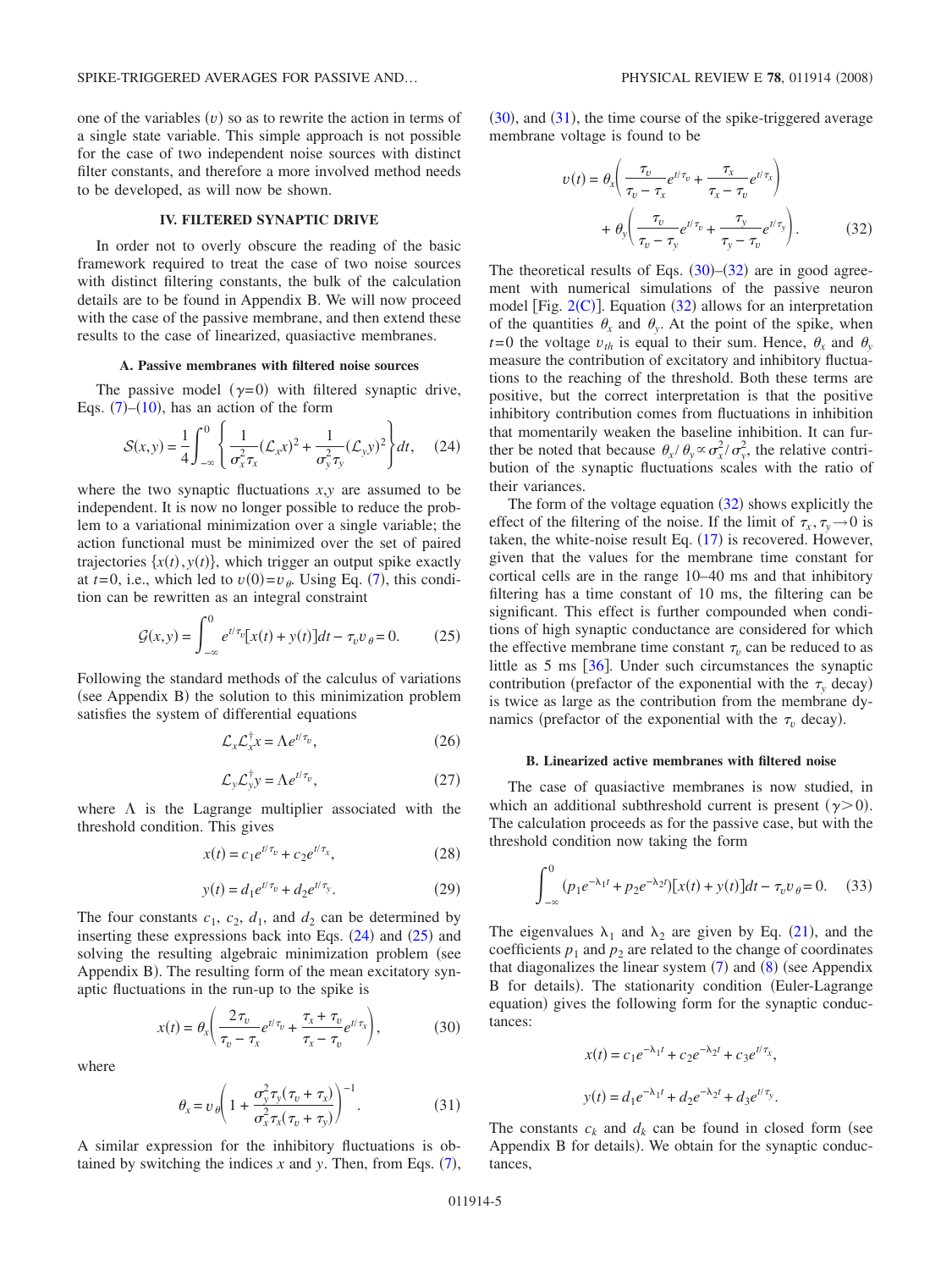one of the variables $(v)$ so as to rewrite the action in terms of a single state variable. This simple approach is not possible for the case of two independent noise sources with distinct filter constants, and therefore a more involved method needs to be developed, as will now be shown.

## IV. FILTERED SYNAPTIC DRIVE

In order not to overly obscure the reading of the basic framework required to treat the case of two noise sources with distinct filtering constants, the bulk of the calculation details are to be found in Appendix B. We will now proceed with the case of the passive membrane, and then extend these results to the case of linearized, quasiactive membranes.

### A. Passive membranes with filtered noise sources

The passive model $(\gamma=0)$ with filtered synaptic drive, Eqs. (7)–(10), has an action of the form

$$\mathcal{S}(x,y)=\frac{1}{4}\int_{-\infty}^{0}\left\{\frac{1}{\sigma_x^2\tau_x}(\mathcal{L}_x x)^2+\frac{1}{\sigma_y^2\tau_y}(\mathcal{L}_y y)^2\right\}dt, \quad (24)$$

where the two synaptic fluctuations $x,y$ are assumed to be independent. It is now no longer possible to reduce the problem to a variational minimization over a single variable; the action functional must be minimized over the set of paired trajectories $\{x(t),y(t)\}$, which trigger an output spike exactly at $t=0$, i.e., which led to $v(0)=v_\theta$. Using Eq. (7), this condition can be rewritten as an integral constraint

$$\mathcal{G}(x,y)=\int_{-\infty}^{0}e^{t/\tau_v}[x(t)+y(t)]dt-\tau_v v_\theta=0. \quad (25)$$

Following the standard methods of the calculus of variations (see Appendix B) the solution to this minimization problem satisfies the system of differential equations

$$\mathcal{L}_x\mathcal{L}_x^\dagger x=\Lambda e^{t/\tau_v}, \quad (26)$$

$$\mathcal{L}_y\mathcal{L}_y^\dagger y=\Lambda e^{t/\tau_v}, \quad (27)$$

where $\Lambda$ is the Lagrange multiplier associated with the threshold condition. This gives

$$x(t)=c_1e^{t/\tau_v}+c_2e^{t/\tau_x}, \quad (28)$$

$$y(t)=d_1e^{t/\tau_v}+d_2e^{t/\tau_y}. \quad (29)$$

The four constants $c_1$, $c_2$, $d_1$, and $d_2$ can be determined by inserting these expressions back into Eqs. (24) and (25) and solving the resulting algebraic minimization problem (see Appendix B). The resulting form of the mean excitatory synaptic fluctuations in the run-up to the spike is

$$x(t)=\theta_x\left(\frac{2\tau_v}{\tau_v-\tau_x}e^{t/\tau_v}+\frac{\tau_x+\tau_v}{\tau_x-\tau_v}e^{t/\tau_x}\right), \quad (30)$$

where

$$\theta_x=v_\theta\left(1+\frac{\sigma_y^2\tau_y(\tau_v+\tau_x)}{\sigma_x^2\tau_x(\tau_v+\tau_y)}\right)^{-1}. \quad (31)$$

A similar expression for the inhibitory fluctuations is obtained by switching the indices $x$ and $y$. Then, from Eqs. (7), (30), and (31), the time course of the spike-triggered average membrane voltage is found to be

$$v(t)=\theta_x\left(\frac{\tau_v}{\tau_v-\tau_x}e^{t/\tau_v}+\frac{\tau_x}{\tau_x-\tau_v}e^{t/\tau_x}\right)+\theta_y\left(\frac{\tau_v}{\tau_v-\tau_y}e^{t/\tau_v}+\frac{\tau_y}{\tau_y-\tau_v}e^{t/\tau_y}\right). \quad (32)$$

The theoretical results of Eqs. (30)–(32) are in good agreement with numerical simulations of the passive neuron model [Fig. 2(C)]. Equation (32) allows for an interpretation of the quantities $\theta_x$ and $\theta_y$. At the point of the spike, when $t=0$ the voltage $v_{th}$ is equal to their sum. Hence, $\theta_x$ and $\theta_y$ measure the contribution of excitatory and inhibitory fluctuations to the reaching of the threshold. Both these terms are positive, but the correct interpretation is that the positive inhibitory contribution comes from fluctuations in inhibition that momentarily weaken the baseline inhibition. It can further be noted that because $\theta_x/\theta_y\propto\sigma_x^2/\sigma_y^2$, the relative contribution of the synaptic fluctuations scales with the ratio of their variances.

The form of the voltage equation (32) shows explicitly the effect of the filtering of the noise. If the limit of $\tau_x,\tau_y\to 0$ is taken, the white-noise result Eq. (17) is recovered. However, given that the values for the membrane time constant for cortical cells are in the range 10–40 ms and that inhibitory filtering has a time constant of 10 ms, the filtering can be significant. This effect is further compounded when conditions of high synaptic conductance are considered for which the effective membrane time constant $\tau_v$ can be reduced to as little as 5 ms [36]. Under such circumstances the synaptic contribution (prefactor of the exponential with the $\tau_y$ decay) is twice as large as the contribution from the membrane dynamics (prefactor of the exponential with the $\tau_v$ decay).

### B. Linearized active membranes with filtered noise

The case of quasiactive membranes is now studied, in which an additional subthreshold current is present $(\gamma>0)$. The calculation proceeds as for the passive case, but with the threshold condition now taking the form

$$\int_{-\infty}^{0}(p_1e^{-\lambda_1 t}+p_2e^{-\lambda_2 t})[x(t)+y(t)]dt-\tau_v v_\theta=0. \quad (33)$$

The eigenvalues $\lambda_1$ and $\lambda_2$ are given by Eq. (21), and the coefficients $p_1$ and $p_2$ are related to the change of coordinates that diagonalizes the linear system (7) and (8) (see Appendix B for details). The stationarity condition (Euler-Lagrange equation) gives the following form for the synaptic conductances:

$$x(t)=c_1e^{-\lambda_1 t}+c_2e^{-\lambda_2 t}+c_3e^{t/\tau_x},$$

$$y(t)=d_1e^{-\lambda_1 t}+d_2e^{-\lambda_2 t}+d_3e^{t/\tau_y}.$$

The constants $c_k$ and $d_k$ can be found in closed form (see Appendix B for details). We obtain for the synaptic conductances,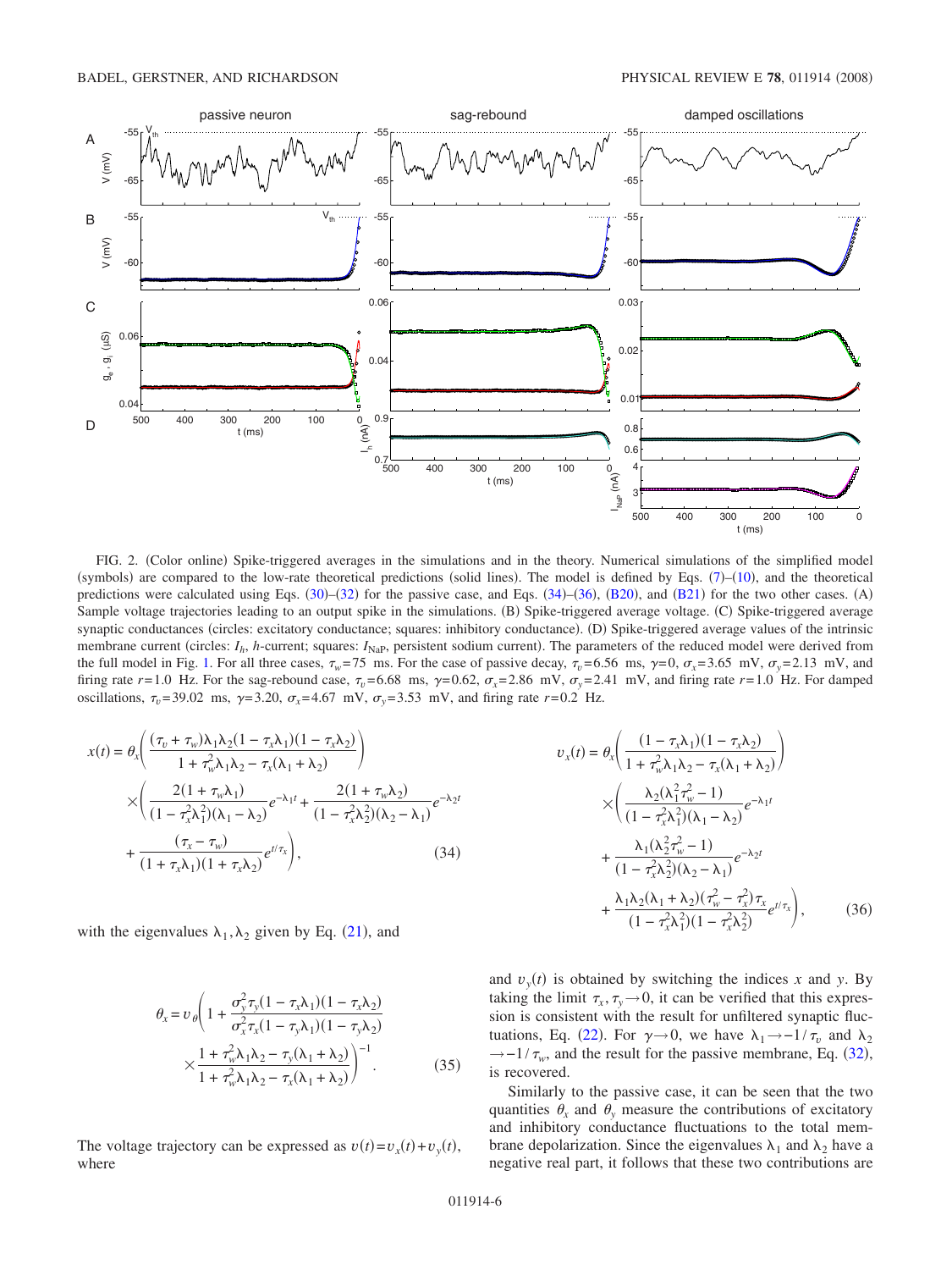FIG. 2. (Color online) Spike-triggered averages in the simulations and in the theory. Numerical simulations of the simplified model (symbols) are compared to the low-rate theoretical predictions (solid lines). The model is defined by Eqs. (7)–(10), and the theoretical predictions were calculated using Eqs. (30)–(32) for the passive case, and Eqs. (34)–(36), (B20), and (B21) for the two other cases. (A) Sample voltage trajectories leading to an output spike in the simulations. (B) Spike-triggered average voltage. (C) Spike-triggered average synaptic conductances (circles: excitatory conductance; squares: inhibitory conductance). (D) Spike-triggered average values of the intrinsic membrane current (circles: $I_h$, $h$-current; squares: $I_{\mathrm{NaP}}$, persistent sodium current). The parameters of the reduced model were derived from the full model in Fig. 1. For all three cases, $\tau_w = 75$ ms. For the case of passive decay, $\tau_v = 6.56$ ms, $\gamma = 0$, $\sigma_x = 3.65$ mV, $\sigma_y = 2.13$ mV, and firing rate $r = 1.0$ Hz. For the sag-rebound case, $\tau_v = 6.68$ ms, $\gamma = 0.62$, $\sigma_x = 2.86$ mV, $\sigma_y = 2.41$ mV, and firing rate $r = 1.0$ Hz. For damped oscillations, $\tau_v = 39.02$ ms, $\gamma = 3.20$, $\sigma_x = 4.67$ mV, $\sigma_y = 3.53$ mV, and firing rate $r = 0.2$ Hz.

$$x(t) = \theta_x \left( \frac{(\tau_v + \tau_w)\lambda_1 \lambda_2 (1 - \tau_x \lambda_1)(1 - \tau_x \lambda_2)}{1 + \tau_w^2 \lambda_1 \lambda_2 - \tau_x(\lambda_1 + \lambda_2)} \right) \times \left( \frac{2(1 + \tau_w \lambda_1)}{(1 - \tau_x^2 \lambda_1^2)(\lambda_1 - \lambda_2)} e^{-\lambda_1 t} + \frac{2(1 + \tau_w \lambda_2)}{(1 - \tau_x^2 \lambda_2^2)(\lambda_2 - \lambda_1)} e^{-\lambda_2 t} + \frac{(\tau_x - \tau_w)}{(1 + \tau_x \lambda_1)(1 + \tau_x \lambda_2)} e^{t/\tau_x} \right), \tag{34}$$

with the eigenvalues $\lambda_1, \lambda_2$ given by Eq. (21), and

$$\theta_x = v_\theta \left( 1 + \frac{\sigma_y^2 \tau_y (1 - \tau_x \lambda_1)(1 - \tau_x \lambda_2)}{\sigma_x^2 \tau_x (1 - \tau_y \lambda_1)(1 - \tau_y \lambda_2)} \times \frac{1 + \tau_w^2 \lambda_1 \lambda_2 - \tau_y(\lambda_1 + \lambda_2)}{1 + \tau_w^2 \lambda_1 \lambda_2 - \tau_x(\lambda_1 + \lambda_2)} \right)^{-1}. \tag{35}$$

The voltage trajectory can be expressed as $v(t) = v_x(t) + v_y(t)$, where

$$v_x(t) = \theta_x \left( \frac{(1 - \tau_x \lambda_1)(1 - \tau_x \lambda_2)}{1 + \tau_w^2 \lambda_1 \lambda_2 - \tau_x(\lambda_1 + \lambda_2)} \right) \times \left( \frac{\lambda_2(\lambda_1^2 \tau_w^2 - 1)}{(1 - \tau_x^2 \lambda_1^2)(\lambda_1 - \lambda_2)} e^{-\lambda_1 t} + \frac{\lambda_1(\lambda_2^2 \tau_w^2 - 1)}{(1 - \tau_x^2 \lambda_2^2)(\lambda_2 - \lambda_1)} e^{-\lambda_2 t} + \frac{\lambda_1 \lambda_2 (\lambda_1 + \lambda_2)(\tau_w^2 - \tau_x^2)\tau_x}{(1 - \tau_x^2 \lambda_1^2)(1 - \tau_x^2 \lambda_2^2)} e^{t/\tau_x} \right), \tag{36}$$

and $v_y(t)$ is obtained by switching the indices $x$ and $y$. By taking the limit $\tau_x, \tau_y \to 0$, it can be verified that this expression is consistent with the result for unfiltered synaptic fluctuations, Eq. (22). For $\gamma \to 0$, we have $\lambda_1 \to -1/\tau_v$ and $\lambda_2 \to -1/\tau_w$, and the result for the passive membrane, Eq. (32), is recovered.

Similarly to the passive case, it can be seen that the two quantities $\theta_x$ and $\theta_y$ measure the contributions of excitatory and inhibitory conductance fluctuations to the total membrane depolarization. Since the eigenvalues $\lambda_1$ and $\lambda_2$ have a negative real part, it follows that these two contributions are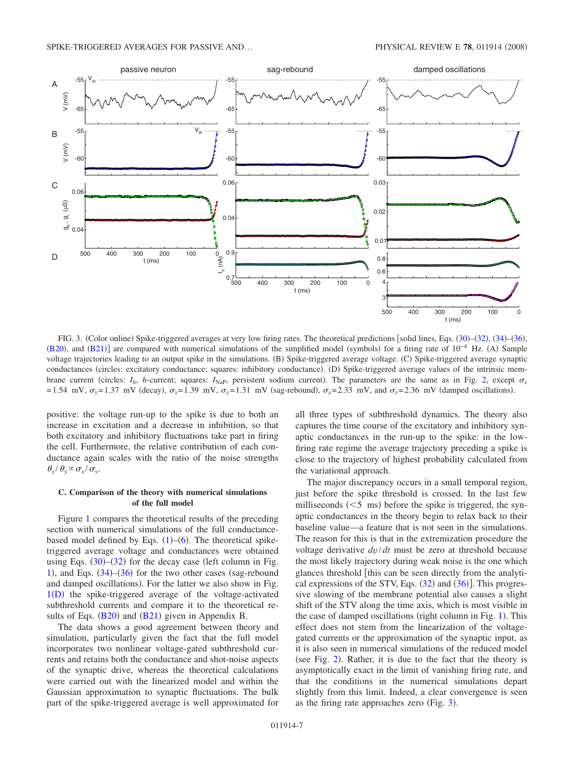FIG. 3. (Color online) Spike-triggered averages at very low firing rates. The theoretical predictions [solid lines, Eqs. (30)–(32), (34)–(36), (B20), and (B21)] are compared with numerical simulations of the simplified model (symbols) for a firing rate of $10^{-4}$ Hz. (A) Sample voltage trajectories leading to an output spike in the simulations. (B) Spike-triggered average voltage. (C) Spike-triggered average synaptic conductances (circles: excitatory conductance; squares: inhibitory conductance). (D) Spike-triggered average values of the intrinsic membrane current (circles: $I_h$, $h$-current; squares: $I_{\mathrm{NaP}}$, persistent sodium current). The parameters are the same as in Fig. 2, except $\sigma_x = 1.54$ mV, $\sigma_y = 1.37$ mV (decay), $\sigma_x = 1.39$ mV, $\sigma_y = 1.31$ mV (sag-rebound), $\sigma_x = 2.33$ mV, and $\sigma_y = 2.36$ mV (damped oscillations).

positive: the voltage run-up to the spike is due to both an increase in excitation and a decrease in inhibition, so that both excitatory and inhibitory fluctuations take part in firing the cell. Furthermore, the relative contribution of each conductance again scales with the ratio of the noise strengths $\theta_x/\theta_y \propto \sigma_x/\sigma_y$.

### C. Comparison of the theory with numerical simulations of the full model

Figure 1 compares the theoretical results of the preceding section with numerical simulations of the full conductance-based model defined by Eqs. (1)–(6). The theoretical spike-triggered average voltage and conductances were obtained using Eqs. (30)–(32) for the decay case (left column in Fig. 1), and Eqs. (34)–(36) for the two other cases (sag-rebound and damped oscillations). For the latter we also show in Fig. 1(D) the spike-triggered average of the voltage-activated subthreshold currents and compare it to the theoretical results of Eqs. (B20) and (B21) given in Appendix B.

The data shows a good agreement between theory and simulation, particularly given the fact that the full model incorporates two nonlinear voltage-gated subthreshold currents and retains both the conductance and shot-noise aspects of the synaptic drive, whereas the theoretical calculations were carried out with the linearized model and within the Gaussian approximation to synaptic fluctuations. The bulk part of the spike-triggered average is well approximated for all three types of subthreshold dynamics. The theory also captures the time course of the excitatory and inhibitory synaptic conductances in the run-up to the spike: in the low-firing rate regime the average trajectory preceding a spike is close to the trajectory of highest probability calculated from the variational approach.

The major discrepancy occurs in a small temporal region, just before the spike threshold is crossed. In the last few milliseconds ($<5$ ms) before the spike is triggered, the synaptic conductances in the theory begin to relax back to their baseline value—a feature that is not seen in the simulations. The reason for this is that in the extremization procedure the voltage derivative $dv/dt$ must be zero at threshold because the most likely trajectory during weak noise is the one which glances threshold [this can be seen directly from the analytical expressions of the STV, Eqs. (32) and (36)]. This progressive slowing of the membrane potential also causes a slight shift of the STV along the time axis, which is most visible in the case of damped oscillations (right column in Fig. 1). This effect does not stem from the linearization of the voltage-gated currents or the approximation of the synaptic input, as it is also seen in numerical simulations of the reduced model (see Fig. 2). Rather, it is due to the fact that the theory is asymptotically exact in the limit of vanishing firing rate, and that the conditions in the numerical simulations depart slightly from this limit. Indeed, a clear convergence is seen as the firing rate approaches zero (Fig. 3).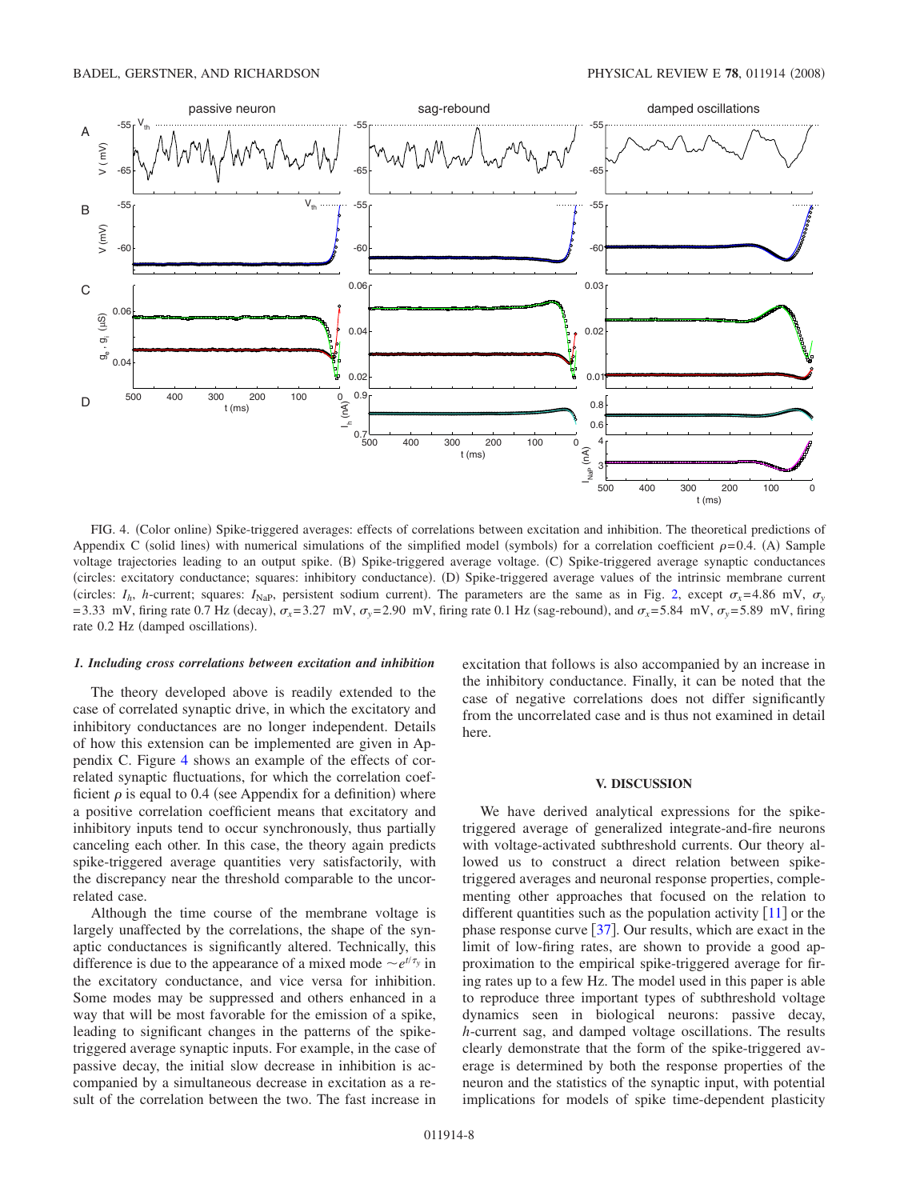FIG. 4. (Color online) Spike-triggered averages: effects of correlations between excitation and inhibition. The theoretical predictions of Appendix C (solid lines) with numerical simulations of the simplified model (symbols) for a correlation coefficient $\rho=0.4$. (A) Sample voltage trajectories leading to an output spike. (B) Spike-triggered average voltage. (C) Spike-triggered average synaptic conductances (circles: excitatory conductance; squares: inhibitory conductance). (D) Spike-triggered average values of the intrinsic membrane current (circles: $I_h$, $h$-current; squares: $I_{\mathrm{NaP}}$, persistent sodium current). The parameters are the same as in Fig. 2, except $\sigma_x=4.86$ mV, $\sigma_y=3.33$ mV, firing rate 0.7 Hz (decay), $\sigma_x=3.27$ mV, $\sigma_y=2.90$ mV, firing rate 0.1 Hz (sag-rebound), and $\sigma_x=5.84$ mV, $\sigma_y=5.89$ mV, firing rate 0.2 Hz (damped oscillations).

#### *1. Including cross correlations between excitation and inhibition*

The theory developed above is readily extended to the case of correlated synaptic drive, in which the excitatory and inhibitory conductances are no longer independent. Details of how this extension can be implemented are given in Appendix C. Figure 4 shows an example of the effects of correlated synaptic fluctuations, for which the correlation coefficient $\rho$ is equal to 0.4 (see Appendix for a definition) where a positive correlation coefficient means that excitatory and inhibitory inputs tend to occur synchronously, thus partially canceling each other. In this case, the theory again predicts spike-triggered average quantities very satisfactorily, with the discrepancy near the threshold comparable to the uncorrelated case.

Although the time course of the membrane voltage is largely unaffected by the correlations, the shape of the synaptic conductances is significantly altered. Technically, this difference is due to the appearance of a mixed mode $\sim e^{t/\tau_y}$ in the excitatory conductance, and vice versa for inhibition. Some modes may be suppressed and others enhanced in a way that will be most favorable for the emission of a spike, leading to significant changes in the patterns of the spike-triggered average synaptic inputs. For example, in the case of passive decay, the initial slow decrease in inhibition is accompanied by a simultaneous decrease in excitation as a result of the correlation between the two. The fast increase in excitation that follows is also accompanied by an increase in the inhibitory conductance. Finally, it can be noted that the case of negative correlations does not differ significantly from the uncorrelated case and is thus not examined in detail here.

## V. DISCUSSION

We have derived analytical expressions for the spike-triggered average of generalized integrate-and-fire neurons with voltage-activated subthreshold currents. Our theory allowed us to construct a direct relation between spike-triggered averages and neuronal response properties, complementing other approaches that focused on the relation to different quantities such as the population activity [11] or the phase response curve [37]. Our results, which are exact in the limit of low-firing rates, are shown to provide a good approximation to the empirical spike-triggered average for firing rates up to a few Hz. The model used in this paper is able to reproduce three important types of subthreshold voltage dynamics seen in biological neurons: passive decay, $h$-current sag, and damped voltage oscillations. The results clearly demonstrate that the form of the spike-triggered average is determined by both the response properties of the neuron and the statistics of the synaptic input, with potential implications for models of spike time-dependent plasticity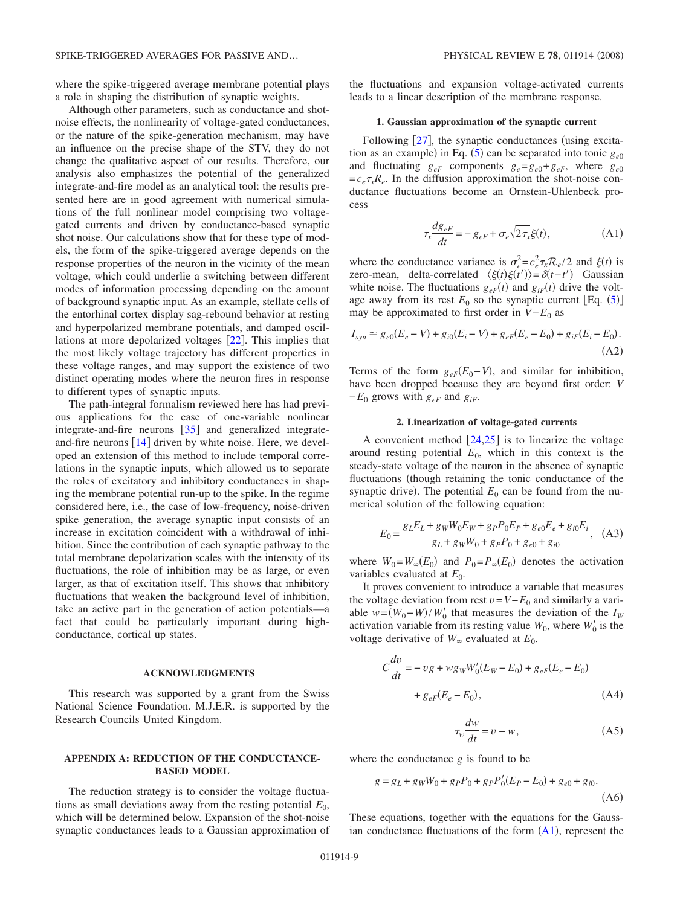where the spike-triggered average membrane potential plays a role in shaping the distribution of synaptic weights.

Although other parameters, such as conductance and shot-noise effects, the nonlinearity of voltage-gated conductances, or the nature of the spike-generation mechanism, may have an influence on the precise shape of the STV, they do not change the qualitative aspect of our results. Therefore, our analysis also emphasizes the potential of the generalized integrate-and-fire model as an analytical tool: the results presented here are in good agreement with numerical simulations of the full nonlinear model comprising two voltage-gated currents and driven by conductance-based synaptic shot noise. Our calculations show that for these type of models, the form of the spike-triggered average depends on the response properties of the neuron in the vicinity of the mean voltage, which could underlie a switching between different modes of information processing depending on the amount of background synaptic input. As an example, stellate cells of the entorhinal cortex display sag-rebound behavior at resting and hyperpolarized membrane potentials, and damped oscillations at more depolarized voltages [22]. This implies that the most likely voltage trajectory has different properties in these voltage ranges, and may support the existence of two distinct operating modes where the neuron fires in response to different types of synaptic inputs.

The path-integral formalism reviewed here has had previous applications for the case of one-variable nonlinear integrate-and-fire neurons [35] and generalized integrate-and-fire neurons [14] driven by white noise. Here, we developed an extension of this method to include temporal correlations in the synaptic inputs, which allowed us to separate the roles of excitatory and inhibitory conductances in shaping the membrane potential run-up to the spike. In the regime considered here, i.e., the case of low-frequency, noise-driven spike generation, the average synaptic input consists of an increase in excitation coincident with a withdrawal of inhibition. Since the contribution of each synaptic pathway to the total membrane depolarization scales with the intensity of its fluctuations, the role of inhibition may be as large, or even larger, as that of excitation itself. This shows that inhibitory fluctuations that weaken the background level of inhibition, take an active part in the generation of action potentials—a fact that could be particularly important during high-conductance, cortical up states.

## ACKNOWLEDGMENTS

This research was supported by a grant from the Swiss National Science Foundation. M.J.E.R. is supported by the Research Councils United Kingdom.

## APPENDIX A: REDUCTION OF THE CONDUCTANCE-BASED MODEL

The reduction strategy is to consider the voltage fluctuations as small deviations away from the resting potential $E_0$, which will be determined below. Expansion of the shot-noise synaptic conductances leads to a Gaussian approximation of the fluctuations and expansion voltage-activated currents leads to a linear description of the membrane response.

### 1. Gaussian approximation of the synaptic current

Following [27], the synaptic conductances (using excitation as an example) in Eq. (5) can be separated into tonic $g_{e0}$ and fluctuating $g_{eF}$ components $g_e = g_{e0} + g_{eF}$, where $g_{e0} = c_e \tau_x R_e$. In the diffusion approximation the shot-noise conductance fluctuations become an Ornstein-Uhlenbeck process

$$\tau_x \frac{dg_{eF}}{dt} = -g_{eF} + \sigma_e \sqrt{2\tau_x}\xi(t), \tag{A1}$$

where the conductance variance is $\sigma_e^2 = c_e^2 \tau_x \mathcal{R}_e/2$ and $\xi(t)$ is zero-mean, delta-correlated $\langle \xi(t)\xi(t')\rangle = \delta(t-t')$ Gaussian white noise. The fluctuations $g_{eF}(t)$ and $g_{iF}(t)$ drive the voltage away from its rest $E_0$ so the synaptic current [Eq. (5)] may be approximated to first order in $V - E_0$ as

$$I_{syn} \simeq g_{e0}(E_e - V) + g_{i0}(E_i - V) + g_{eF}(E_e - E_0) + g_{iF}(E_i - E_0). \tag{A2}$$

Terms of the form $g_{eF}(E_0 - V)$, and similar for inhibition, have been dropped because they are beyond first order: $V - E_0$ grows with $g_{eF}$ and $g_{iF}$.

### 2. Linearization of voltage-gated currents

A convenient method [24,25] is to linearize the voltage around resting potential $E_0$, which in this context is the steady-state voltage of the neuron in the absence of synaptic fluctuations (though retaining the tonic conductance of the synaptic drive). The potential $E_0$ can be found from the numerical solution of the following equation:

$$E_0 = \frac{g_L E_L + g_W W_0 E_W + g_P P_0 E_P + g_{e0} E_e + g_{i0} E_i}{g_L + g_W W_0 + g_P P_0 + g_{e0} + g_{i0}}, \tag{A3}$$

where $W_0 = W_\infty(E_0)$ and $P_0 = P_\infty(E_0)$ denotes the activation variables evaluated at $E_0$.

It proves convenient to introduce a variable that measures the voltage deviation from rest $v = V - E_0$ and similarly a variable $w = (W_0 - W)/W_0'$ that measures the deviation of the $I_W$ activation variable from its resting value $W_0$, where $W_0'$ is the voltage derivative of $W_\infty$ evaluated at $E_0$.

$$C\frac{dv}{dt} = -vg + wg_W W_0'(E_W - E_0) + g_{eF}(E_e - E_0) + g_{eF}(E_e - E_0), \tag{A4}$$

$$\tau_w \frac{dw}{dt} = v - w, \tag{A5}$$

where the conductance $g$ is found to be

$$g = g_L + g_W W_0 + g_P P_0 + g_P P_0'(E_P - E_0) + g_{e0} + g_{i0}. \tag{A6}$$

These equations, together with the equations for the Gaussian conductance fluctuations of the form (A1), represent the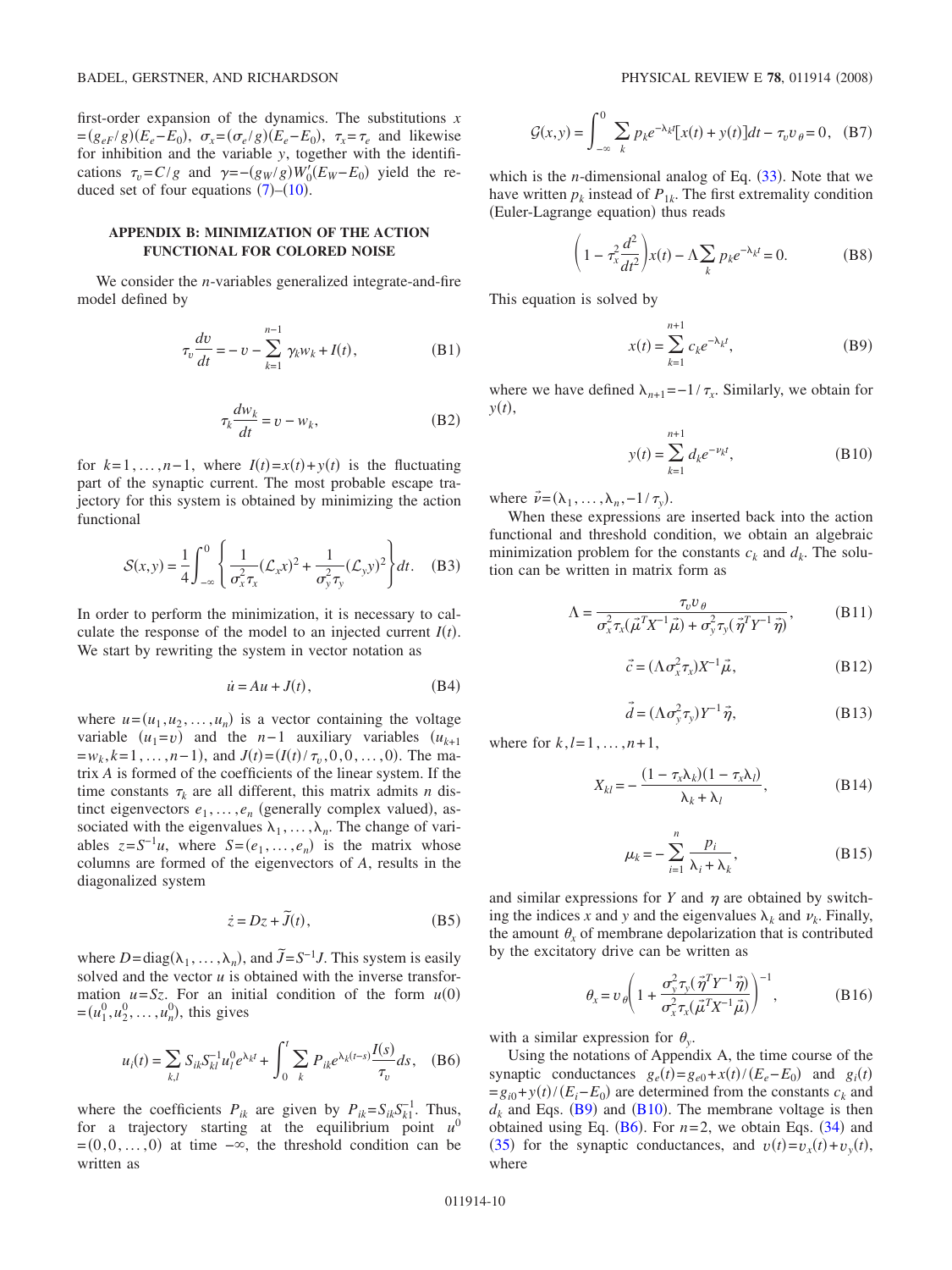first-order expansion of the dynamics. The substitutions $x = (g_{eF}/g)(E_e - E_0)$, $\sigma_x = (\sigma_e/g)(E_e - E_0)$, $\tau_x = \tau_e$ and likewise for inhibition and the variable $y$, together with the identifications $\tau_v = C/g$ and $\gamma = -(g_W/g)W_0'(E_W - E_0)$ yield the reduced set of four equations (7)–(10).

## APPENDIX B: MINIMIZATION OF THE ACTION FUNCTIONAL FOR COLORED NOISE

We consider the $n$-variables generalized integrate-and-fire model defined by

$$\tau_v \frac{dv}{dt} = -v - \sum_{k=1}^{n-1} \gamma_k w_k + I(t), \tag{B1}$$

$$\tau_k \frac{dw_k}{dt} = v - w_k, \tag{B2}$$

for $k = 1, \ldots, n-1$, where $I(t) = x(t) + y(t)$ is the fluctuating part of the synaptic current. The most probable escape trajectory for this system is obtained by minimizing the action functional

$$\mathcal{S}(x,y) = \frac{1}{4}\int_{-\infty}^{0} \left\{ \frac{1}{\sigma_x^2 \tau_x}(\mathcal{L}_x x)^2 + \frac{1}{\sigma_y^2 \tau_y}(\mathcal{L}_y y)^2 \right\} dt. \tag{B3}$$

In order to perform the minimization, it is necessary to calculate the response of the model to an injected current $I(t)$. We start by rewriting the system in vector notation as

$$\dot{u} = Au + J(t), \tag{B4}$$

where $u = (u_1, u_2, \ldots, u_n)$ is a vector containing the voltage variable $(u_1 = v)$ and the $n-1$ auxiliary variables $(u_{k+1} = w_k, k = 1, \ldots, n-1)$, and $J(t) = (I(t)/\tau_v, 0, 0, \ldots, 0)$. The matrix $A$ is formed of the coefficients of the linear system. If the time constants $\tau_k$ are all different, this matrix admits $n$ distinct eigenvectors $e_1, \ldots, e_n$ (generally complex valued), associated with the eigenvalues $\lambda_1, \ldots, \lambda_n$. The change of variables $z = S^{-1}u$, where $S = (e_1, \ldots, e_n)$ is the matrix whose columns are formed of the eigenvectors of $A$, results in the diagonalized system

$$\dot{z} = Dz + \tilde{J}(t), \tag{B5}$$

where $D = \mathrm{diag}(\lambda_1, \ldots, \lambda_n)$, and $\tilde{J} = S^{-1}J$. This system is easily solved and the vector $u$ is obtained with the inverse transformation $u = Sz$. For an initial condition of the form $u(0) = (u_1^0, u_2^0, \ldots, u_n^0)$, this gives

$$u_i(t) = \sum_{k,l} S_{ik} S_{kl}^{-1} u_l^0 e^{\lambda_k t} + \int_0^t \sum_k P_{ik} e^{\lambda_k (t-s)} \frac{I(s)}{\tau_v} ds, \tag{B6}$$

where the coefficients $P_{ik}$ are given by $P_{ik} = S_{ik} S_{k1}^{-1}$. Thus, for a trajectory starting at the equilibrium point $u^0 = (0, 0, \ldots, 0)$ at time $-\infty$, the threshold condition can be written as

$$\mathcal{G}(x,y) = \int_{-\infty}^{0} \sum_k p_k e^{-\lambda_k t}[x(t) + y(t)] dt - \tau_v v_\theta = 0, \tag{B7}$$

which is the $n$-dimensional analog of Eq. (33). Note that we have written $p_k$ instead of $P_{1k}$. The first extremality condition (Euler-Lagrange equation) thus reads

$$\left(1 - \tau_x^2 \frac{d^2}{dt^2}\right) x(t) - \Lambda \sum_k p_k e^{-\lambda_k t} = 0. \tag{B8}$$

This equation is solved by

$$x(t) = \sum_{k=1}^{n+1} c_k e^{-\lambda_k t}, \tag{B9}$$

where we have defined $\lambda_{n+1} = -1/\tau_x$. Similarly, we obtain for $y(t)$,

$$y(t) = \sum_{k=1}^{n+1} d_k e^{-\nu_k t}, \tag{B10}$$

where $\vec{\nu} = (\lambda_1, \ldots, \lambda_n, -1/\tau_y)$.

When these expressions are inserted back into the action functional and threshold condition, we obtain an algebraic minimization problem for the constants $c_k$ and $d_k$. The solution can be written in matrix form as

$$\Lambda = \frac{\tau_v v_\theta}{\sigma_x^2 \tau_x (\vec{\mu}^T X^{-1} \vec{\mu}) + \sigma_y^2 \tau_y (\vec{\eta}^T Y^{-1} \vec{\eta})}, \tag{B11}$$

$$\vec{c} = (\Lambda \sigma_x^2 \tau_x) X^{-1} \vec{\mu}, \tag{B12}$$

$$\vec{d} = (\Lambda \sigma_y^2 \tau_y) Y^{-1} \vec{\eta}, \tag{B13}$$

where for $k, l = 1, \ldots, n+1$,

$$X_{kl} = -\frac{(1 - \tau_x \lambda_k)(1 - \tau_x \lambda_l)}{\lambda_k + \lambda_l}, \tag{B14}$$

$$\mu_k = -\sum_{i=1}^{n} \frac{p_i}{\lambda_i + \lambda_k}, \tag{B15}$$

and similar expressions for $Y$ and $\eta$ are obtained by switching the indices $x$ and $y$ and the eigenvalues $\lambda_k$ and $\nu_k$. Finally, the amount $\theta_x$ of membrane depolarization that is contributed by the excitatory drive can be written as

$$\theta_x = v_\theta \left(1 + \frac{\sigma_y^2 \tau_y (\vec{\eta}^T Y^{-1} \vec{\eta})}{\sigma_x^2 \tau_x (\vec{\mu}^T X^{-1} \vec{\mu})}\right)^{-1}, \tag{B16}$$

with a similar expression for $\theta_y$.

Using the notations of Appendix A, the time course of the synaptic conductances $g_e(t) = g_{e0} + x(t)/(E_e - E_0)$ and $g_i(t) = g_{i0} + y(t)/(E_i - E_0)$ are determined from the constants $c_k$ and $d_k$ and Eqs. (B9) and (B10). The membrane voltage is then obtained using Eq. (B6). For $n = 2$, we obtain Eqs. (34) and (35) for the synaptic conductances, and $v(t) = v_x(t) + v_y(t)$, where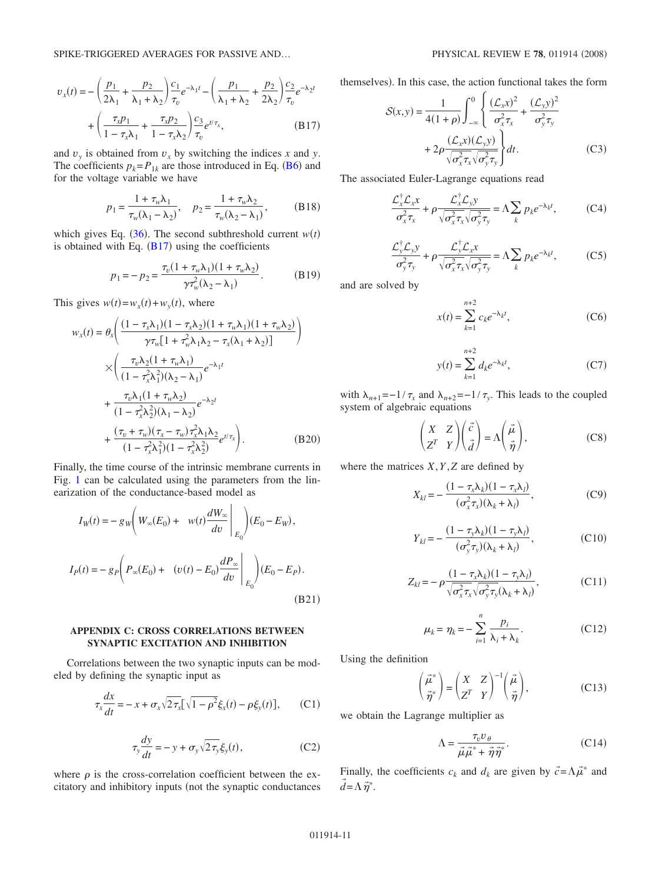$$v_x(t) = -\left(\frac{p_1}{2\lambda_1} + \frac{p_2}{\lambda_1 + \lambda_2}\right)\frac{c_1}{\tau_v}e^{-\lambda_1 t} - \left(\frac{p_1}{\lambda_1 + \lambda_2} + \frac{p_2}{2\lambda_2}\right)\frac{c_2}{\tau_v}e^{-\lambda_2 t} + \left(\frac{\tau_x p_1}{1 - \tau_x\lambda_1} + \frac{\tau_x p_2}{1 - \tau_x\lambda_2}\right)\frac{c_3}{\tau_v}e^{t/\tau_x}, \tag{B17}$$

and $v_y$ is obtained from $v_x$ by switching the indices $x$ and $y$. The coefficients $p_k = P_{1k}$ are those introduced in Eq. (B6) and for the voltage variable we have

$$p_1 = \frac{1 + \tau_w\lambda_1}{\tau_w(\lambda_1 - \lambda_2)}, \quad p_2 = \frac{1 + \tau_w\lambda_2}{\tau_w(\lambda_2 - \lambda_1)}, \tag{B18}$$

which gives Eq. (36). The second subthreshold current $w(t)$ is obtained with Eq. (B17) using the coefficients

$$p_1 = -p_2 = \frac{\tau_v(1 + \tau_w\lambda_1)(1 + \tau_w\lambda_2)}{\gamma\tau_w^2(\lambda_2 - \lambda_1)}. \tag{B19}$$

This gives $w(t) = w_x(t) + w_y(t)$, where

$$w_x(t) = \theta_x\left(\frac{(1 - \tau_x\lambda_1)(1 - \tau_x\lambda_2)(1 + \tau_w\lambda_1)(1 + \tau_w\lambda_2)}{\gamma\tau_w[1 + \tau_w^2\lambda_1\lambda_2 - \tau_x(\lambda_1 + \lambda_2)]}\right) \times \left(\frac{\tau_v\lambda_2(1 + \tau_w\lambda_1)}{(1 - \tau_x^2\lambda_1^2)(\lambda_2 - \lambda_1)}e^{-\lambda_1 t} + \frac{\tau_v\lambda_1(1 + \tau_w\lambda_2)}{(1 - \tau_x^2\lambda_2^2)(\lambda_1 - \lambda_2)}e^{-\lambda_2 t} + \frac{(\tau_v + \tau_w)(\tau_x - \tau_w)\tau_x^2\lambda_1\lambda_2}{(1 - \tau_x^2\lambda_1^2)(1 - \tau_x^2\lambda_2^2)}e^{t/\tau_x}\right). \tag{B20}$$

Finally, the time course of the intrinsic membrane currents in Fig. 1 can be calculated using the parameters from the linearization of the conductance-based model as

$$I_W(t) = -g_W\left(W_\infty(E_0) + \left. w(t)\frac{dW_\infty}{dv}\right|_{E_0}\right)(E_0 - E_W),$$

$$I_P(t) = -g_P\left(P_\infty(E_0) + \left.(v(t) - E_0)\frac{dP_\infty}{dv}\right|_{E_0}\right)(E_0 - E_P). \tag{B21}$$

## APPENDIX C: CROSS CORRELATIONS BETWEEN SYNAPTIC EXCITATION AND INHIBITION

Correlations between the two synaptic inputs can be modeled by defining the synaptic input as

$$\tau_x\frac{dx}{dt} = -x + \sigma_x\sqrt{2\tau_x}[\sqrt{1 - \rho^2}\xi_x(t) - \rho\xi_y(t)], \tag{C1}$$

$$\tau_y\frac{dy}{dt} = -y + \sigma_y\sqrt{2\tau_y}\xi_y(t), \tag{C2}$$

where $\rho$ is the cross-correlation coefficient between the excitatory and inhibitory inputs (not the synaptic conductances themselves). In this case, the action functional takes the form

$$\mathcal{S}(x,y) = \frac{1}{4(1+\rho)}\int_{-\infty}^{0}\left\{\frac{(\mathcal{L}_x x)^2}{\sigma_x^2\tau_x} + \frac{(\mathcal{L}_y y)^2}{\sigma_y^2\tau_y} + 2\rho\frac{(\mathcal{L}_x x)(\mathcal{L}_y y)}{\sqrt{\sigma_x^2\tau_x}\sqrt{\sigma_y^2\tau_y}}\right\}dt. \tag{C3}$$

The associated Euler-Lagrange equations read

$$\frac{\mathcal{L}_x^\dagger\mathcal{L}_x x}{\sigma_x^2\tau_x} + \rho\frac{\mathcal{L}_x^\dagger\mathcal{L}_y y}{\sqrt{\sigma_x^2\tau_x}\sqrt{\sigma_y^2\tau_y}} = \Lambda\sum_k p_k e^{-\lambda_k t}, \tag{C4}$$

$$\frac{\mathcal{L}_y^\dagger\mathcal{L}_y y}{\sigma_y^2\tau_y} + \rho\frac{\mathcal{L}_y^\dagger\mathcal{L}_x x}{\sqrt{\sigma_x^2\tau_x}\sqrt{\sigma_y^2\tau_y}} = \Lambda\sum_k p_k e^{-\lambda_k t}, \tag{C5}$$

and are solved by

$$x(t) = \sum_{k=1}^{n+2} c_k e^{-\lambda_k t}, \tag{C6}$$

$$y(t) = \sum_{k=1}^{n+2} d_k e^{-\lambda_k t}, \tag{C7}$$

with $\lambda_{n+1} = -1/\tau_x$ and $\lambda_{n+2} = -1/\tau_y$. This leads to the coupled system of algebraic equations

$$\begin{pmatrix} X & Z \\ Z^T & Y \end{pmatrix}\begin{pmatrix} \vec{c} \\ \vec{d} \end{pmatrix} = \Lambda\begin{pmatrix} \vec{\mu} \\ \vec{\eta} \end{pmatrix}, \tag{C8}$$

where the matrices $X, Y, Z$ are defined by

$$X_{kl} = -\frac{(1 - \tau_x\lambda_k)(1 - \tau_x\lambda_l)}{(\sigma_x^2\tau_x)(\lambda_k + \lambda_l)}, \tag{C9}$$

$$Y_{kl} = -\frac{(1 - \tau_y\lambda_k)(1 - \tau_y\lambda_l)}{(\sigma_y^2\tau_y)(\lambda_k + \lambda_l)}, \tag{C10}$$

$$Z_{kl} = -\rho\frac{(1 - \tau_x\lambda_k)(1 - \tau_y\lambda_l)}{\sqrt{\sigma_x^2\tau_x}\sqrt{\sigma_y^2\tau_y}(\lambda_k + \lambda_l)}, \tag{C11}$$

$$\mu_k = \eta_k = -\sum_{i=1}^{n}\frac{p_i}{\lambda_i + \lambda_k}. \tag{C12}$$

Using the definition

$$\begin{pmatrix} \vec{\mu}^* \\ \vec{\eta}^* \end{pmatrix} = \begin{pmatrix} X & Z \\ Z^T & Y \end{pmatrix}^{-1}\begin{pmatrix} \vec{\mu} \\ \vec{\eta} \end{pmatrix}, \tag{C13}$$

we obtain the Lagrange multiplier as

$$\Lambda = \frac{\tau_v v_\theta}{\vec{\mu}\vec{\mu}^* + \vec{\eta}\vec{\eta}^*}. \tag{C14}$$

Finally, the coefficients $c_k$ and $d_k$ are given by $\vec{c} = \Lambda\vec{\mu}^*$ and $\vec{d} = \Lambda\vec{\eta}^*$.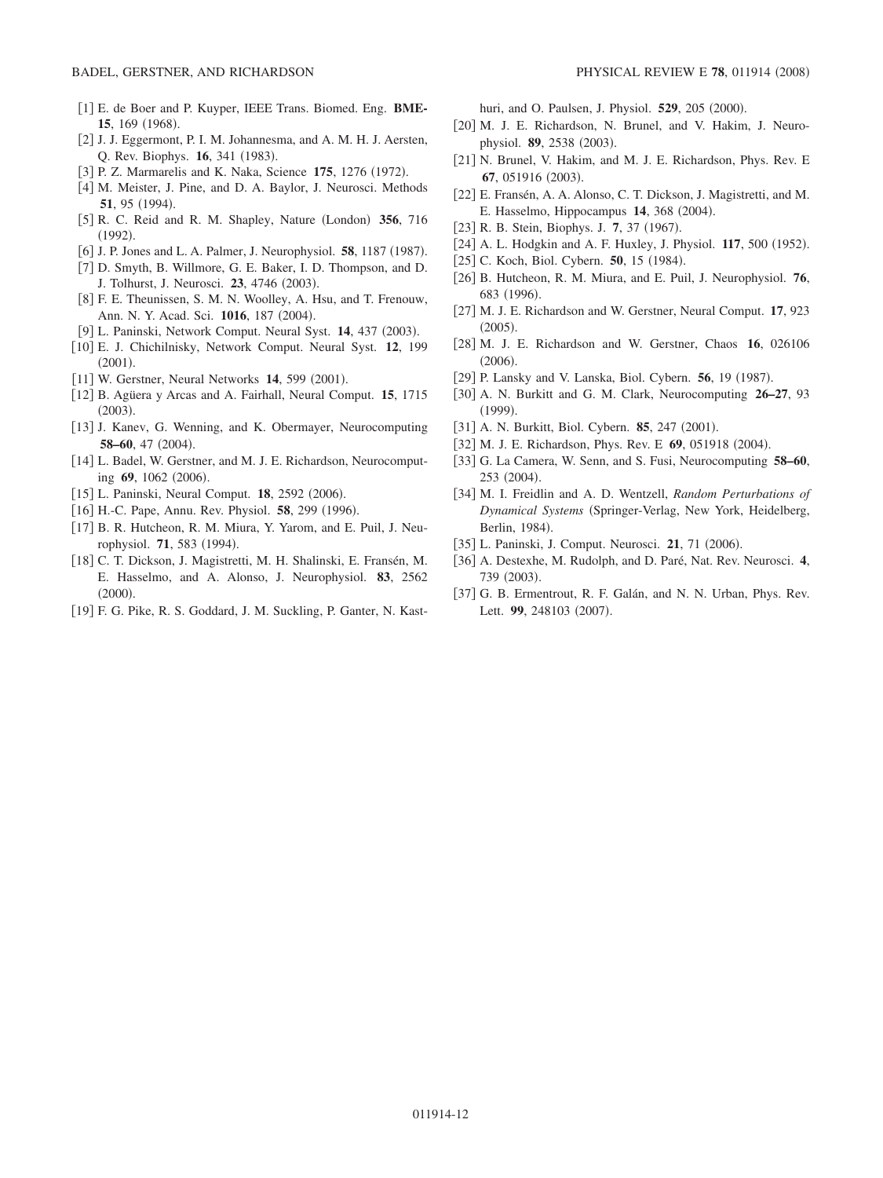[1] E. de Boer and P. Kuyper, IEEE Trans. Biomed. Eng. **BME-15**, 169 (1968).

[2] J. J. Eggermont, P. I. M. Johannesma, and A. M. H. J. Aersten, Q. Rev. Biophys. **16**, 341 (1983).

[3] P. Z. Marmarelis and K. Naka, Science **175**, 1276 (1972).

[4] M. Meister, J. Pine, and D. A. Baylor, J. Neurosci. Methods **51**, 95 (1994).

[5] R. C. Reid and R. M. Shapley, Nature (London) **356**, 716 (1992).

[6] J. P. Jones and L. A. Palmer, J. Neurophysiol. **58**, 1187 (1987).

[7] D. Smyth, B. Willmore, G. E. Baker, I. D. Thompson, and D. J. Tolhurst, J. Neurosci. **23**, 4746 (2003).

[8] F. E. Theunissen, S. M. N. Woolley, A. Hsu, and T. Frenouw, Ann. N. Y. Acad. Sci. **1016**, 187 (2004).

[9] L. Paninski, Network Comput. Neural Syst. **14**, 437 (2003).

[10] E. J. Chichilnisky, Network Comput. Neural Syst. **12**, 199 (2001).

[11] W. Gerstner, Neural Networks **14**, 599 (2001).

[12] B. Agüera y Arcas and A. Fairhall, Neural Comput. **15**, 1715 (2003).

[13] J. Kanev, G. Wenning, and K. Obermayer, Neurocomputing **58–60**, 47 (2004).

[14] L. Badel, W. Gerstner, and M. J. E. Richardson, Neurocomputing **69**, 1062 (2006).

[15] L. Paninski, Neural Comput. **18**, 2592 (2006).

[16] H.-C. Pape, Annu. Rev. Physiol. **58**, 299 (1996).

[17] B. R. Hutcheon, R. M. Miura, Y. Yarom, and E. Puil, J. Neurophysiol. **71**, 583 (1994).

[18] C. T. Dickson, J. Magistretti, M. H. Shalinski, E. Fransén, M. E. Hasselmo, and A. Alonso, J. Neurophysiol. **83**, 2562 (2000).

[19] F. G. Pike, R. S. Goddard, J. M. Suckling, P. Ganter, N. Kasthuri, and O. Paulsen, J. Physiol. **529**, 205 (2000).

[20] M. J. E. Richardson, N. Brunel, and V. Hakim, J. Neurophysiol. **89**, 2538 (2003).

[21] N. Brunel, V. Hakim, and M. J. E. Richardson, Phys. Rev. E **67**, 051916 (2003).

[22] E. Fransén, A. A. Alonso, C. T. Dickson, J. Magistretti, and M. E. Hasselmo, Hippocampus **14**, 368 (2004).

[23] R. B. Stein, Biophys. J. **7**, 37 (1967).

[24] A. L. Hodgkin and A. F. Huxley, J. Physiol. **117**, 500 (1952).

[25] C. Koch, Biol. Cybern. **50**, 15 (1984).

[26] B. Hutcheon, R. M. Miura, and E. Puil, J. Neurophysiol. **76**, 683 (1996).

[27] M. J. E. Richardson and W. Gerstner, Neural Comput. **17**, 923 (2005).

[28] M. J. E. Richardson and W. Gerstner, Chaos **16**, 026106 (2006).

[29] P. Lansky and V. Lanska, Biol. Cybern. **56**, 19 (1987).

[30] A. N. Burkitt and G. M. Clark, Neurocomputing **26–27**, 93 (1999).

[31] A. N. Burkitt, Biol. Cybern. **85**, 247 (2001).

[32] M. J. E. Richardson, Phys. Rev. E **69**, 051918 (2004).

[33] G. La Camera, W. Senn, and S. Fusi, Neurocomputing **58–60**, 253 (2004).

[34] M. I. Freidlin and A. D. Wentzell, *Random Perturbations of Dynamical Systems* (Springer-Verlag, New York, Heidelberg, Berlin, 1984).

[35] L. Paninski, J. Comput. Neurosci. **21**, 71 (2006).

[36] A. Destexhe, M. Rudolph, and D. Paré, Nat. Rev. Neurosci. **4**, 739 (2003).

[37] G. B. Ermentrout, R. F. Galán, and N. N. Urban, Phys. Rev. Lett. **99**, 248103 (2007).